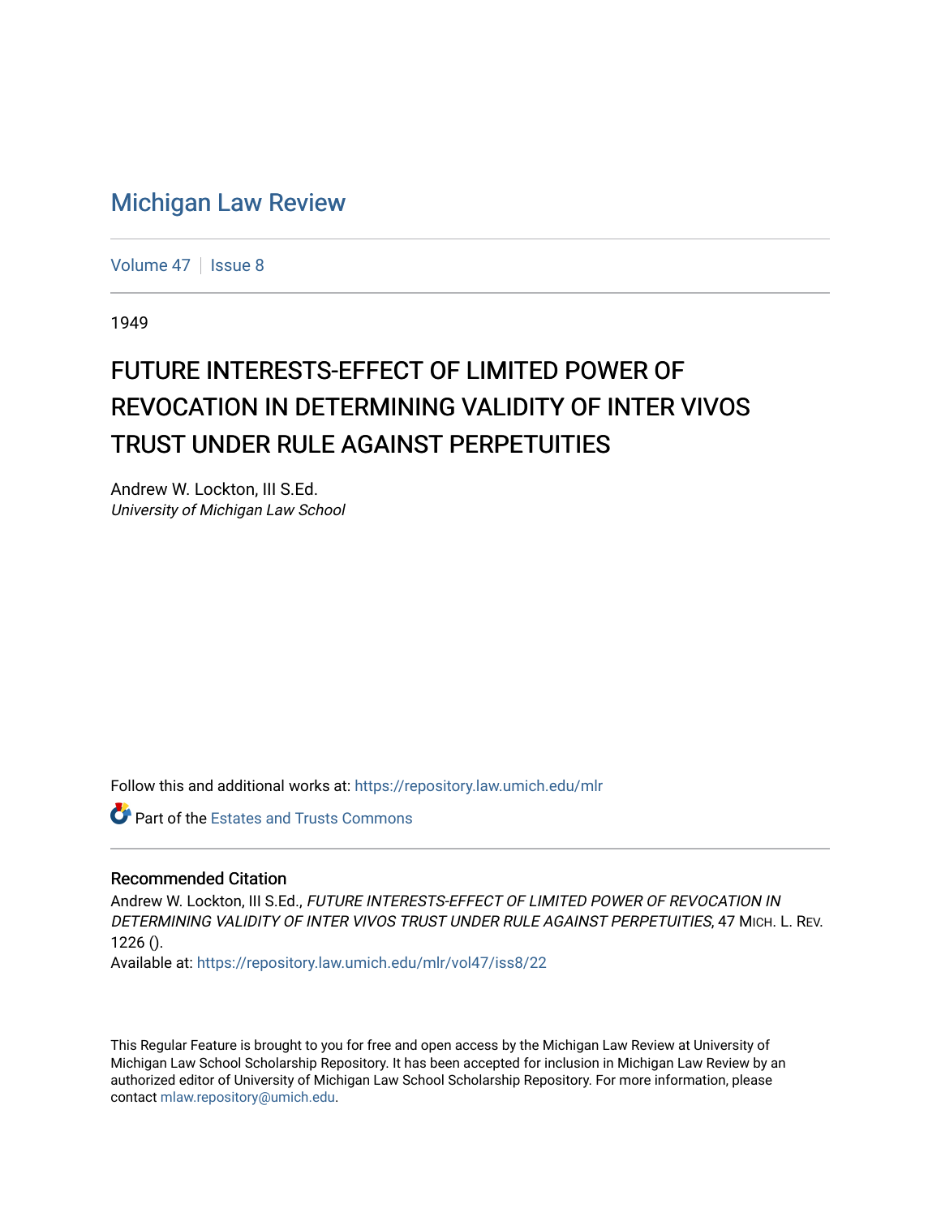# Michigan Law Review

Volume 47 | Issue 8

1949

## FUTURE INTERESTS-EFFECT OF LIMITED POWER OF REVOCATION IN DETERMINING VALIDITY OF INTER VIVOS TRUST UNDER RULE AGAINST PERPETUITIES

Andrew W. Lockton, III S.Ed.
*University of Michigan Law School*

Follow this and additional works at: https://repository.law.umich.edu/mlr

Part of the Estates and Trusts Commons

### Recommended Citation

Andrew W. Lockton, III S.Ed., *FUTURE INTERESTS-EFFECT OF LIMITED POWER OF REVOCATION IN DETERMINING VALIDITY OF INTER VIVOS TRUST UNDER RULE AGAINST PERPETUITIES*, 47 MICH. L. REV. 1226 ().

Available at: https://repository.law.umich.edu/mlr/vol47/iss8/22

This Regular Feature is brought to you for free and open access by the Michigan Law Review at University of Michigan Law School Scholarship Repository. It has been accepted for inclusion in Michigan Law Review by an authorized editor of University of Michigan Law School Scholarship Repository. For more information, please contact mlaw.repository@umich.edu.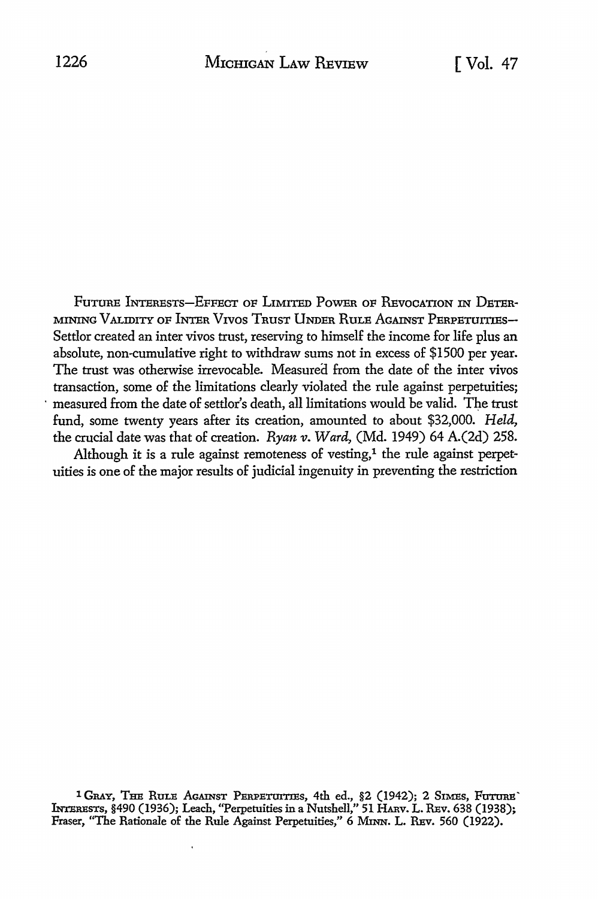FUTURE INTERESTS—EFFECT OF LIMITED POWER OF REVOCATION IN DETERMINING VALIDITY OF INTER VIVOS TRUST UNDER RULE AGAINST PERPETUITIES—Settlor created an inter vivos trust, reserving to himself the income for life plus an absolute, non-cumulative right to withdraw sums not in excess of $1500 per year. The trust was otherwise irrevocable. Measured from the date of the inter vivos transaction, some of the limitations clearly violated the rule against perpetuities; measured from the date of settlor's death, all limitations would be valid. The trust fund, some twenty years after its creation, amounted to about $32,000. *Held,* the crucial date was that of creation. *Ryan v. Ward,* (Md. 1949) 64 A.(2d) 258.

Although it is a rule against remoteness of vesting,[1] the rule against perpetuities is one of the major results of judicial ingenuity in preventing the restriction

[1] GRAY, THE RULE AGAINST PERPETUITIES, 4th ed., §2 (1942); 2 SIMES, FUTURE INTERESTS, §490 (1936); Leach, "Perpetuities in a Nutshell," 51 HARV. L. REV. 638 (1938); Fraser, "The Rationale of the Rule Against Perpetuities," 6 MINN. L. REV. 560 (1922).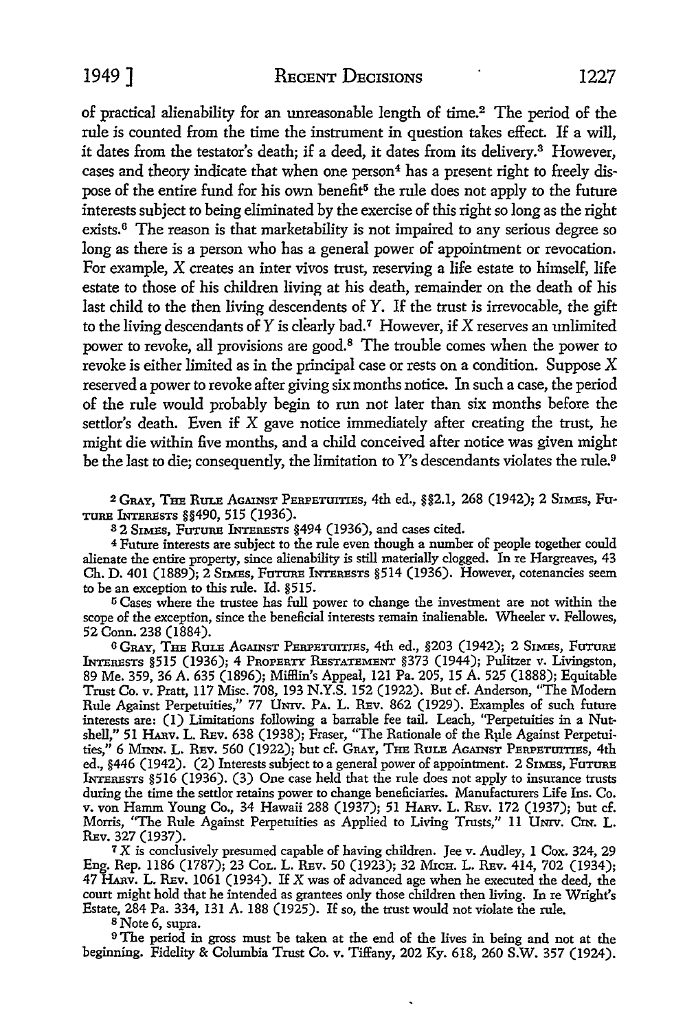of practical alienability for an unreasonable length of time.[2] The period of the rule is counted from the time the instrument in question takes effect. If a will, it dates from the testator's death; if a deed, it dates from its delivery.[3] However, cases and theory indicate that when one person[4] has a present right to freely dispose of the entire fund for his own benefit[5] the rule does not apply to the future interests subject to being eliminated by the exercise of this right so long as the right exists.[6] The reason is that marketability is not impaired to any serious degree so long as there is a person who has a general power of appointment or revocation. For example, X creates an inter vivos trust, reserving a life estate to himself, life estate to those of his children living at his death, remainder on the death of his last child to the then living descendents of Y. If the trust is irrevocable, the gift to the living descendants of Y is clearly bad.[7] However, if X reserves an unlimited power to revoke, all provisions are good.[8] The trouble comes when the power to revoke is either limited as in the principal case or rests on a condition. Suppose X reserved a power to revoke after giving six months notice. In such a case, the period of the rule would probably begin to run not later than six months before the settlor's death. Even if X gave notice immediately after creating the trust, he might die within five months, and a child conceived after notice was given might be the last to die; consequently, the limitation to Y's descendants violates the rule.[9]

[2] GRAY, THE RULE AGAINST PERPETUITIES, 4th ed., §§2.1, 268 (1942); 2 SIMES, FUTURE INTERESTS §§490, 515 (1936).

[3] 2 SIMES, FUTURE INTERESTS §494 (1936), and cases cited.

[4] Future interests are subject to the rule even though a number of people together could alienate the entire property, since alienability is still materially clogged. In re Hargreaves, 43 Ch. D. 401 (1889); 2 SIMES, FUTURE INTERESTS §514 (1936). However, cotenancies seem to be an exception to this rule. Id. §515.

[5] Cases where the trustee has full power to change the investment are not within the scope of the exception, since the beneficial interests remain inalienable. Wheeler v. Fellowes, 52 Conn. 238 (1884).

[6] GRAY, THE RULE AGAINST PERPETUITIES, 4th ed., §203 (1942); 2 SIMES, FUTURE INTERESTS §515 (1936); 4 PROPERTY RESTATEMENT §373 (1944); Pulitzer v. Livingston, 89 Me. 359, 36 A. 635 (1896); Mifflin's Appeal, 121 Pa. 205, 15 A. 525 (1888); Equitable Trust Co. v. Pratt, 117 Misc. 708, 193 N.Y.S. 152 (1922). But cf. Anderson, "The Modern Rule Against Perpetuities," 77 UNIV. PA. L. REV. 862 (1929). Examples of such future interests are: (1) Limitations following a barrable fee tail. Leach, "Perpetuities in a Nutshell," 51 HARV. L. REV. 638 (1938); Fraser, "The Rationale of the Rule Against Perpetuities," 6 MINN. L. REV. 560 (1922); but cf. GRAY, THE RULE AGAINST PERPETUITIES, 4th ed., §446 (1942). (2) Interests subject to a general power of appointment. 2 SIMES, FUTURE INTERESTS §516 (1936). (3) One case held that the rule does not apply to insurance trusts during the time the settlor retains power to change beneficiaries. Manufacturers Life Ins. Co. v. von Hamm Young Co., 34 Hawaii 288 (1937); 51 HARV. L. REV. 172 (1937); but cf. Morris, "The Rule Against Perpetuities as Applied to Living Trusts," 11 UNIV. CIN. L. REV. 327 (1937).

[7] X is conclusively presumed capable of having children. Jee v. Audley, 1 Cox. 324, 29 Eng. Rep. 1186 (1787); 23 COL. L. REV. 50 (1923); 32 MICH. L. REV. 414, 702 (1934); 47 HARV. L. REV. 1061 (1934). If X was of advanced age when he executed the deed, the court might hold that he intended as grantees only those children then living. In re Wright's Estate, 284 Pa. 334, 131 A. 188 (1925). If so, the trust would not violate the rule.

[8] Note 6, supra.

[9] The period in gross must be taken at the end of the lives in being and not at the beginning. Fidelity & Columbia Trust Co. v. Tiffany, 202 Ky. 618, 260 S.W. 357 (1924).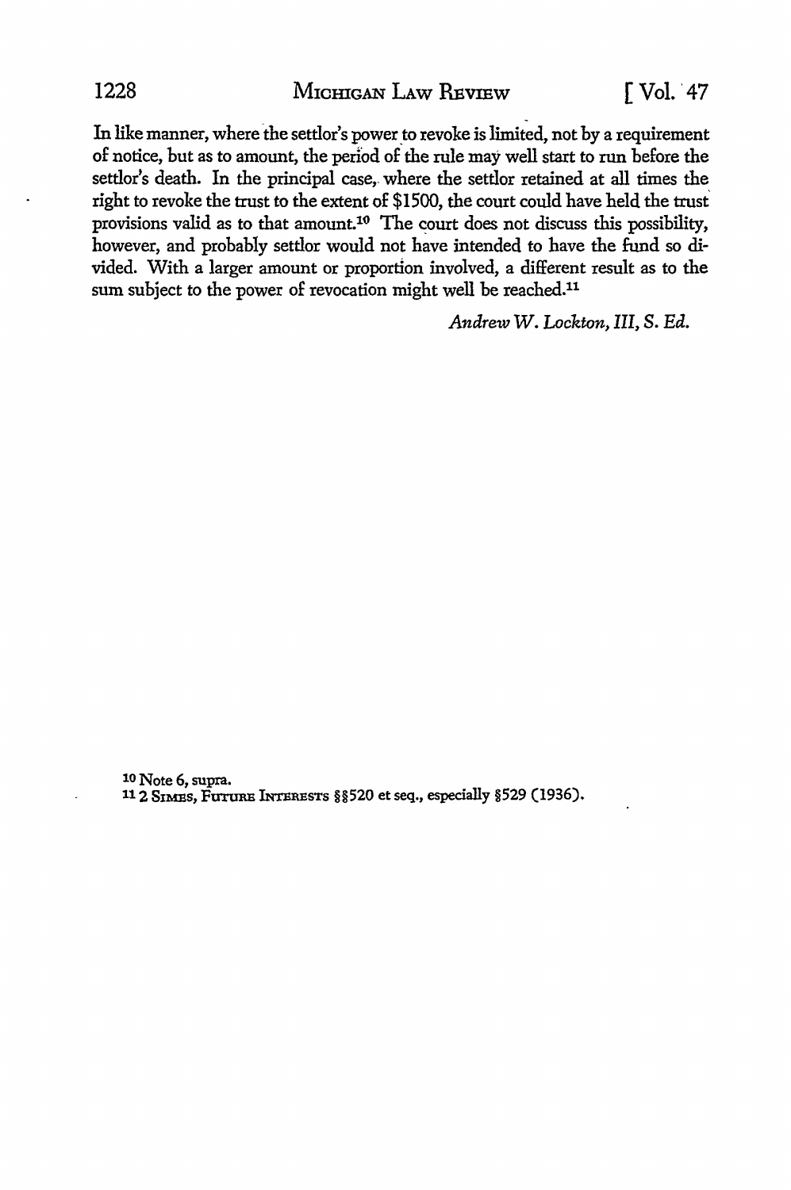In like manner, where the settlor's power to revoke is limited, not by a requirement of notice, but as to amount, the period of the rule may well start to run before the settlor's death. In the principal case, where the settlor retained at all times the right to revoke the trust to the extent of $1500, the court could have held the trust provisions valid as to that amount.[10] The court does not discuss this possibility, however, and probably settlor would not have intended to have the fund so divided. With a larger amount or proportion involved, a different result as to the sum subject to the power of revocation might well be reached.[11]

*Andrew W. Lockton, III, S. Ed.*

[10] Note 6, supra.

[11] 2 SIMES, FUTURE INTERESTS §§520 et seq., especially §529 (1936).